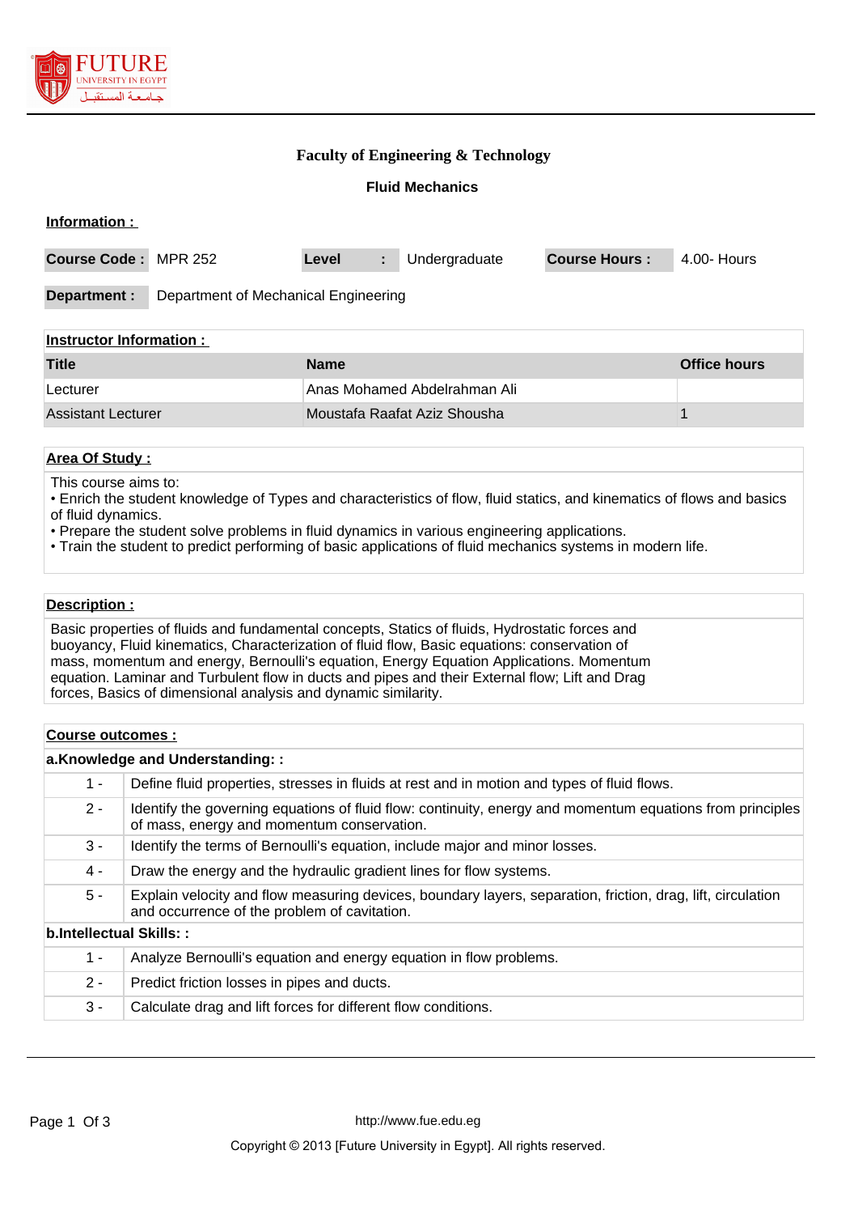# Faculty of Engineering & Technology

## Fluid Mechanics

**Information :**

| | | | | | |
|---|---|---|---|---|---|
| **Course Code :** | MPR 252 | **Level :** | Undergraduate | **Course Hours :** | 4.00- Hours |
| **Department :** | Department of Mechanical Engineering | | | | |

**Instructor Information :**

| Title | Name | Office hours |
|---|---|---|
| Lecturer | Anas Mohamed Abdelrahman Ali | |
| Assistant Lecturer | Moustafa Raafat Aziz Shousha | 1 |

**Area Of Study :**

This course aims to:

• Enrich the student knowledge of Types and characteristics of flow, fluid statics, and kinematics of flows and basics of fluid dynamics.

• Prepare the student solve problems in fluid dynamics in various engineering applications.

• Train the student to predict performing of basic applications of fluid mechanics systems in modern life.

**Description :**

Basic properties of fluids and fundamental concepts, Statics of fluids, Hydrostatic forces and buoyancy, Fluid kinematics, Characterization of fluid flow, Basic equations: conservation of mass, momentum and energy, Bernoulli's equation, Energy Equation Applications. Momentum equation. Laminar and Turbulent flow in ducts and pipes and their External flow; Lift and Drag forces, Basics of dimensional analysis and dynamic similarity.

**Course outcomes :**

**a.Knowledge and Understanding: :**

| | |
|---|---|
| 1 - | Define fluid properties, stresses in fluids at rest and in motion and types of fluid flows. |
| 2 - | Identify the governing equations of fluid flow: continuity, energy and momentum equations from principles of mass, energy and momentum conservation. |
| 3 - | Identify the terms of Bernoulli's equation, include major and minor losses. |
| 4 - | Draw the energy and the hydraulic gradient lines for flow systems. |
| 5 - | Explain velocity and flow measuring devices, boundary layers, separation, friction, drag, lift, circulation and occurrence of the problem of cavitation. |

**b.Intellectual Skills: :**

| | |
|---|---|
| 1 - | Analyze Bernoulli's equation and energy equation in flow problems. |
| 2 - | Predict friction losses in pipes and ducts. |
| 3 - | Calculate drag and lift forces for different flow conditions. |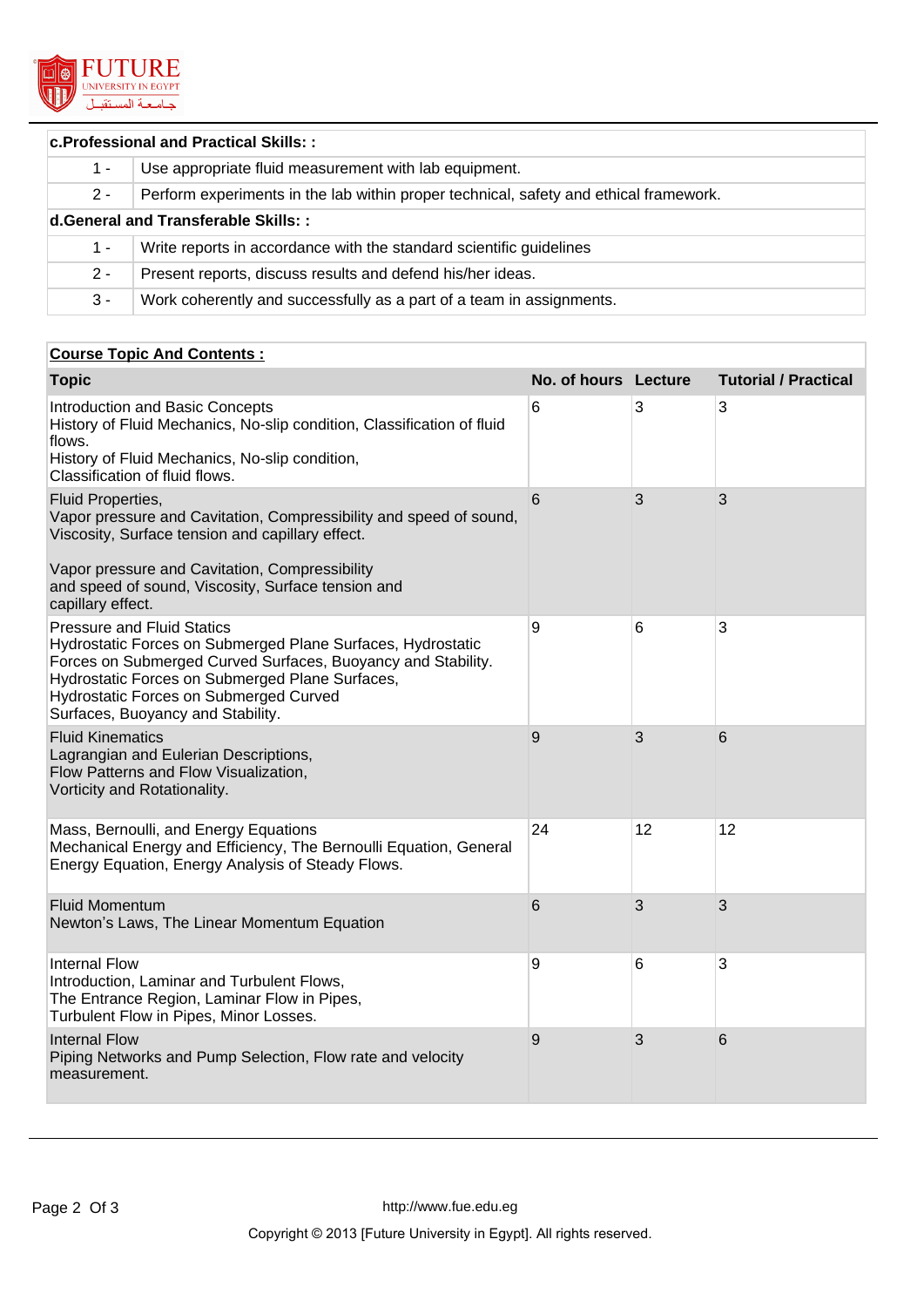| c.Professional and Practical Skills: : | |
|---|---|
| 1 - | Use appropriate fluid measurement with lab equipment. |
| 2 - | Perform experiments in the lab within proper technical, safety and ethical framework. |

| d.General and Transferable Skills: : | |
|---|---|
| 1 - | Write reports in accordance with the standard scientific guidelines |
| 2 - | Present reports, discuss results and defend his/her ideas. |
| 3 - | Work coherently and successfully as a part of a team in assignments. |

**Course Topic And Contents :**

| Topic | No. of hours | Lecture | Tutorial / Practical |
|---|---|---|---|
| Introduction and Basic Concepts<br>History of Fluid Mechanics, No-slip condition, Classification of fluid flows.<br>History of Fluid Mechanics, No-slip condition,<br>Classification of fluid flows. | 6 | 3 | 3 |
| Fluid Properties,<br>Vapor pressure and Cavitation, Compressibility and speed of sound, Viscosity, Surface tension and capillary effect.<br><br>Vapor pressure and Cavitation, Compressibility<br>and speed of sound, Viscosity, Surface tension and<br>capillary effect. | 6 | 3 | 3 |
| Pressure and Fluid Statics<br>Hydrostatic Forces on Submerged Plane Surfaces, Hydrostatic Forces on Submerged Curved Surfaces, Buoyancy and Stability.<br>Hydrostatic Forces on Submerged Plane Surfaces,<br>Hydrostatic Forces on Submerged Curved<br>Surfaces, Buoyancy and Stability. | 9 | 6 | 3 |
| Fluid Kinematics<br>Lagrangian and Eulerian Descriptions,<br>Flow Patterns and Flow Visualization,<br>Vorticity and Rotationality. | 9 | 3 | 6 |
| Mass, Bernoulli, and Energy Equations<br>Mechanical Energy and Efficiency, The Bernoulli Equation, General Energy Equation, Energy Analysis of Steady Flows. | 24 | 12 | 12 |
| Fluid Momentum<br>Newton's Laws, The Linear Momentum Equation | 6 | 3 | 3 |
| Internal Flow<br>Introduction, Laminar and Turbulent Flows,<br>The Entrance Region, Laminar Flow in Pipes,<br>Turbulent Flow in Pipes, Minor Losses. | 9 | 6 | 3 |
| Internal Flow<br>Piping Networks and Pump Selection, Flow rate and velocity measurement. | 9 | 3 | 6 |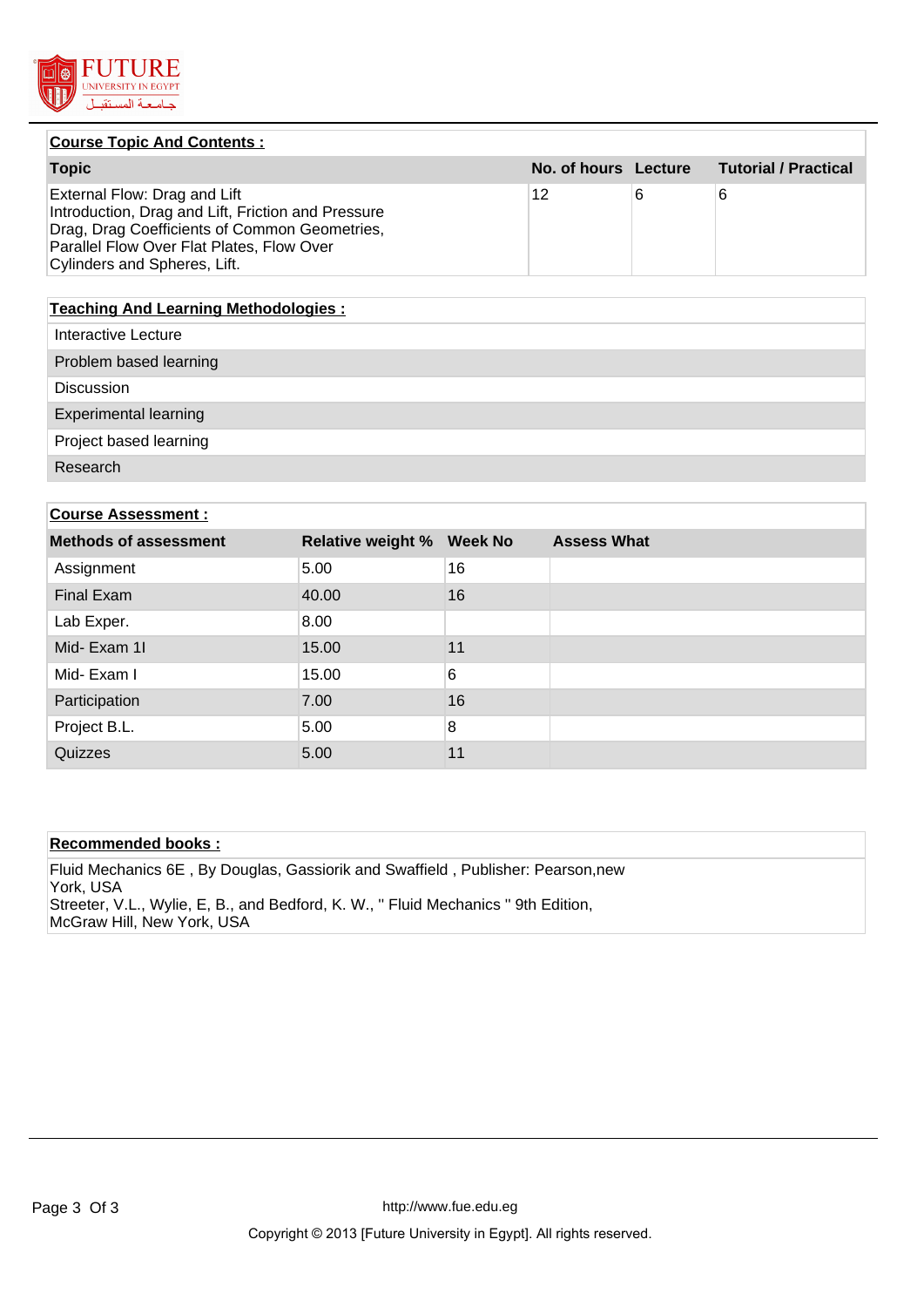**Course Topic And Contents :**

| Topic | No. of hours | Lecture | Tutorial / Practical |
| --- | --- | --- | --- |
| External Flow: Drag and Lift<br>Introduction, Drag and Lift, Friction and Pressure Drag, Drag Coefficients of Common Geometries, Parallel Flow Over Flat Plates, Flow Over Cylinders and Spheres, Lift. | 12 | 6 | 6 |

**Teaching And Learning Methodologies :**

- Interactive Lecture
- Problem based learning
- Discussion
- Experimental learning
- Project based learning
- Research

**Course Assessment :**

| Methods of assessment | Relative weight % | Week No | Assess What |
| --- | --- | --- | --- |
| Assignment | 5.00 | 16 | |
| Final Exam | 40.00 | 16 | |
| Lab Exper. | 8.00 | | |
| Mid- Exam 1I | 15.00 | 11 | |
| Mid- Exam I | 15.00 | 6 | |
| Participation | 7.00 | 16 | |
| Project B.L. | 5.00 | 8 | |
| Quizzes | 5.00 | 11 | |

**Recommended books :**

Fluid Mechanics 6E , By Douglas, Gassiorik and Swaffield , Publisher: Pearson,new York, USA
Streeter, V.L., Wylie, E, B., and Bedford, K. W., " Fluid Mechanics " 9th Edition, McGraw Hill, New York, USA